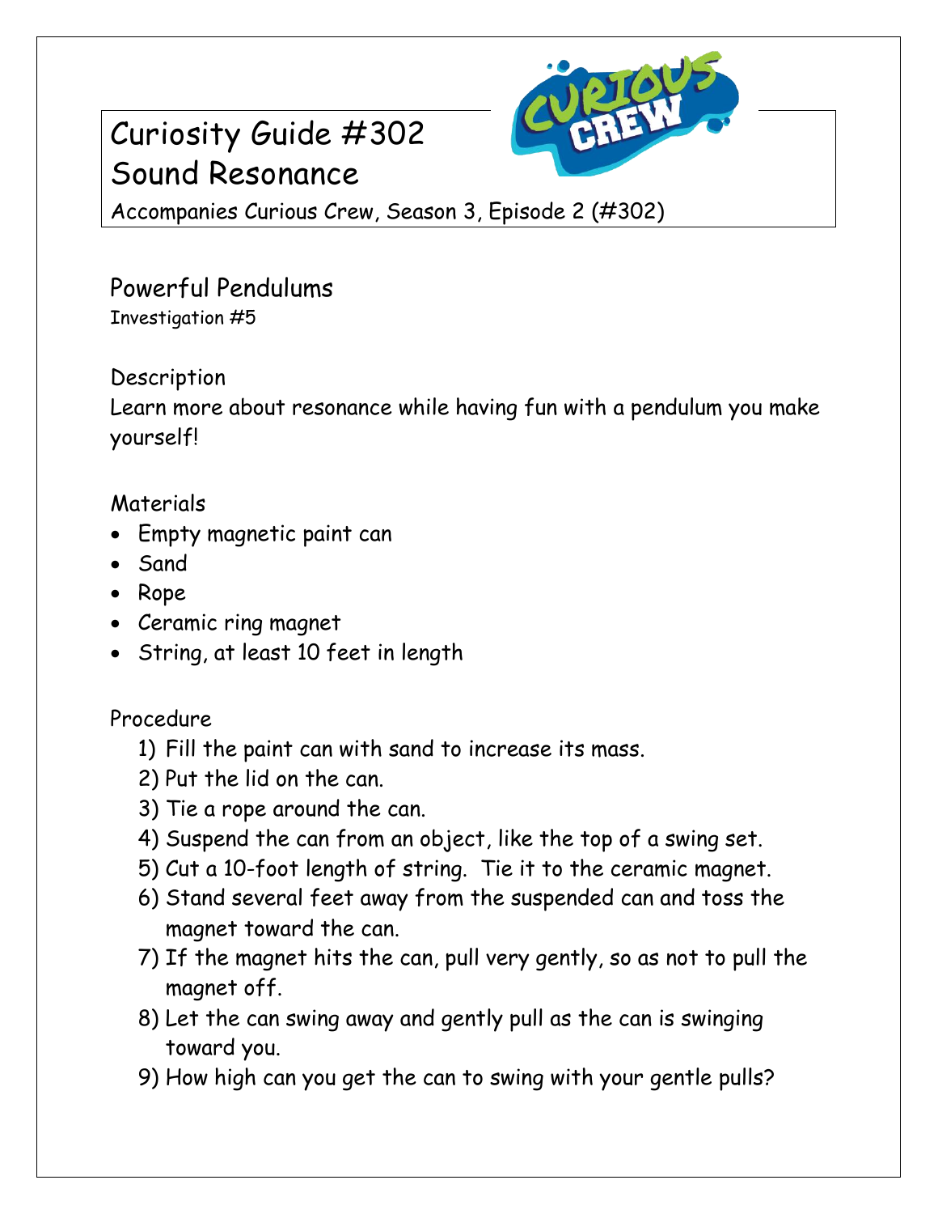# Curiosity Guide #302
# Sound Resonance

Accompanies Curious Crew, Season 3, Episode 2 (#302)

## Powerful Pendulums

Investigation #5

### Description

Learn more about resonance while having fun with a pendulum you make yourself!

### Materials

- Empty magnetic paint can
- Sand
- Rope
- Ceramic ring magnet
- String, at least 10 feet in length

### Procedure

1) Fill the paint can with sand to increase its mass.
2) Put the lid on the can.
3) Tie a rope around the can.
4) Suspend the can from an object, like the top of a swing set.
5) Cut a 10-foot length of string. Tie it to the ceramic magnet.
6) Stand several feet away from the suspended can and toss the magnet toward the can.
7) If the magnet hits the can, pull very gently, so as not to pull the magnet off.
8) Let the can swing away and gently pull as the can is swinging toward you.
9) How high can you get the can to swing with your gentle pulls?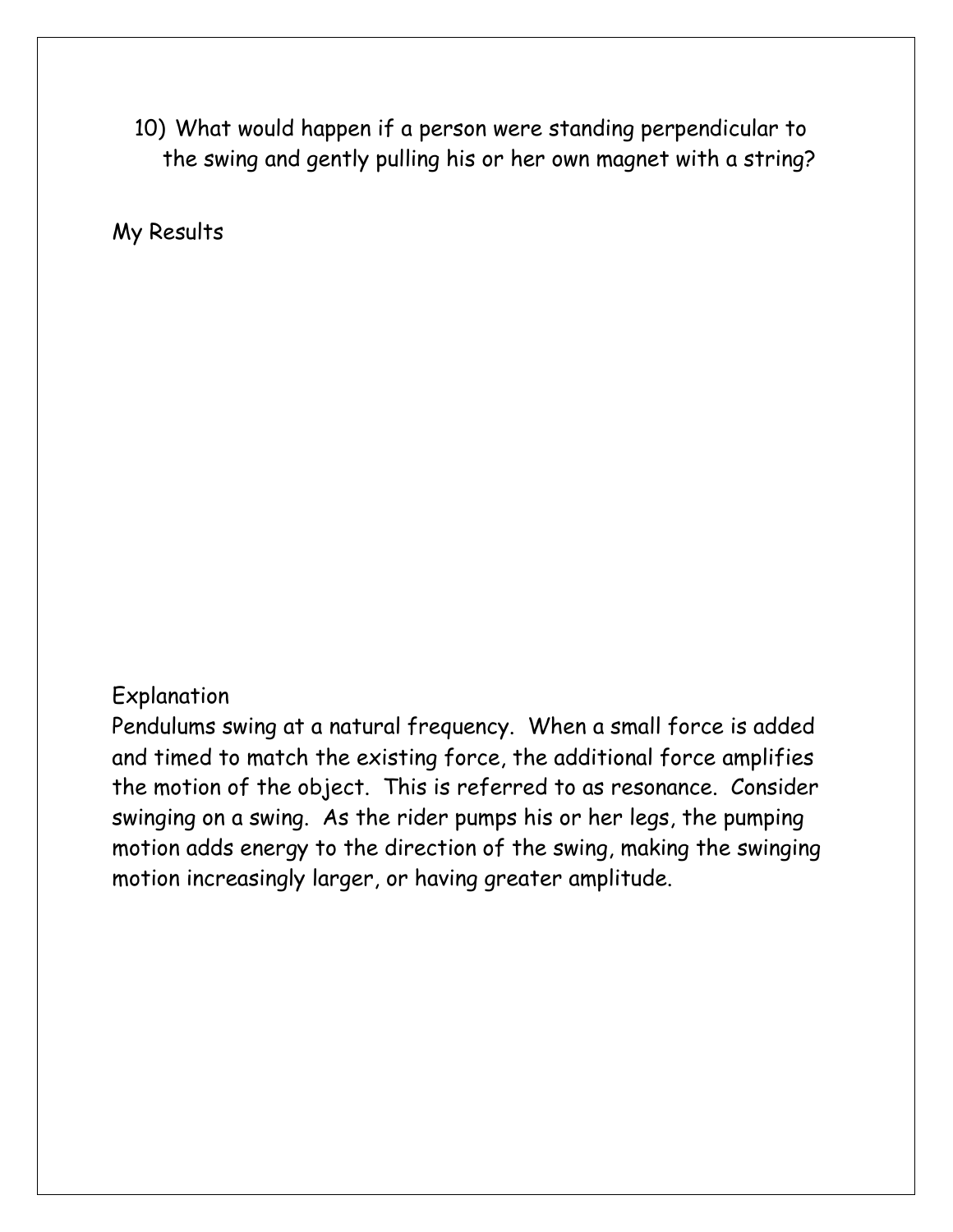10) What would happen if a person were standing perpendicular to the swing and gently pulling his or her own magnet with a string?

My Results

Explanation

Pendulums swing at a natural frequency. When a small force is added and timed to match the existing force, the additional force amplifies the motion of the object. This is referred to as resonance. Consider swinging on a swing. As the rider pumps his or her legs, the pumping motion adds energy to the direction of the swing, making the swinging motion increasingly larger, or having greater amplitude.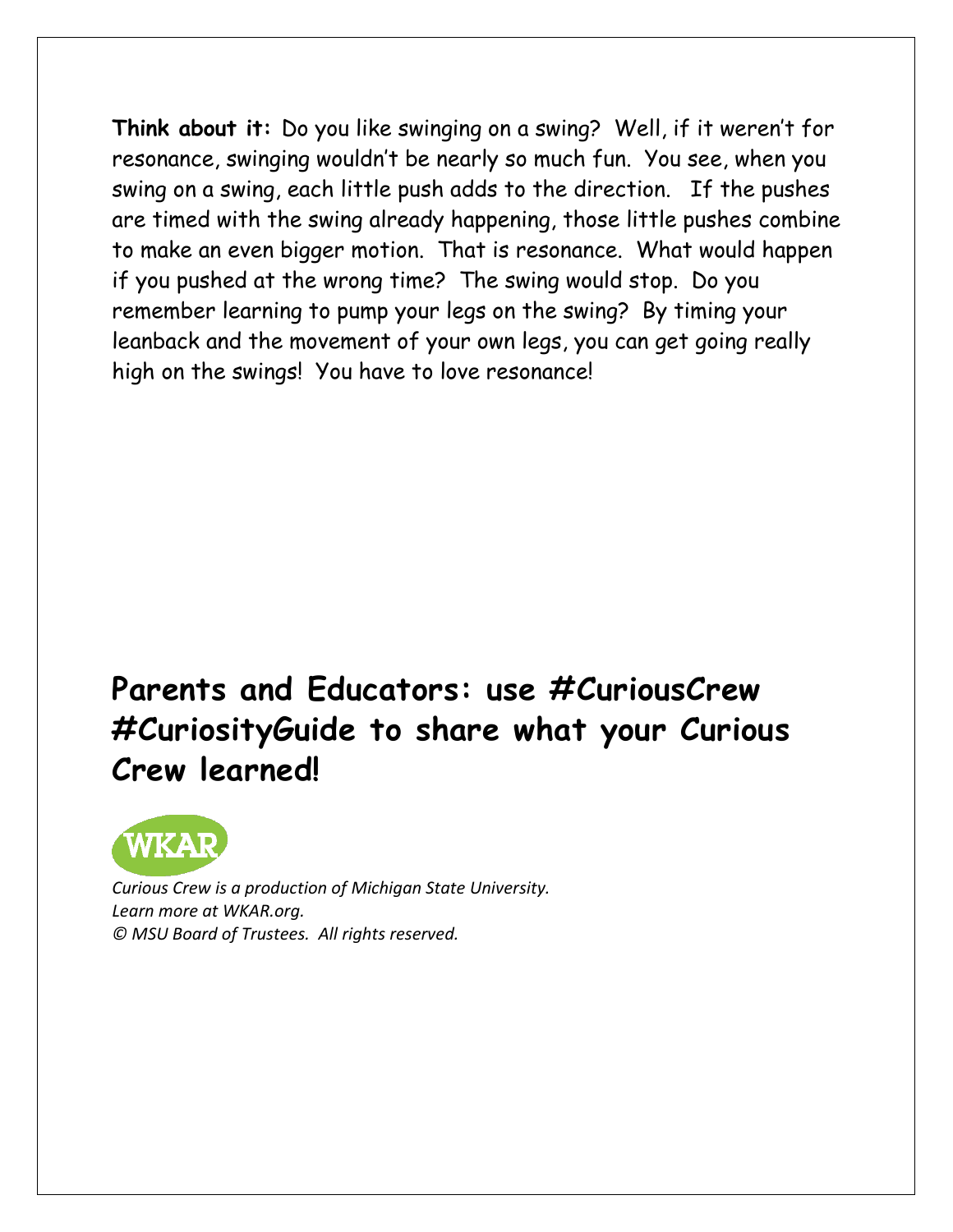**Think about it:** Do you like swinging on a swing? Well, if it weren't for resonance, swinging wouldn't be nearly so much fun. You see, when you swing on a swing, each little push adds to the direction. If the pushes are timed with the swing already happening, those little pushes combine to make an even bigger motion. That is resonance. What would happen if you pushed at the wrong time? The swing would stop. Do you remember learning to pump your legs on the swing? By timing your leanback and the movement of your own legs, you can get going really high on the swings! You have to love resonance!

## Parents and Educators: use #CuriousCrew #CuriosityGuide to share what your Curious Crew learned!

WKAR

*Curious Crew is a production of Michigan State University.*
*Learn more at WKAR.org.*
*© MSU Board of Trustees. All rights reserved.*